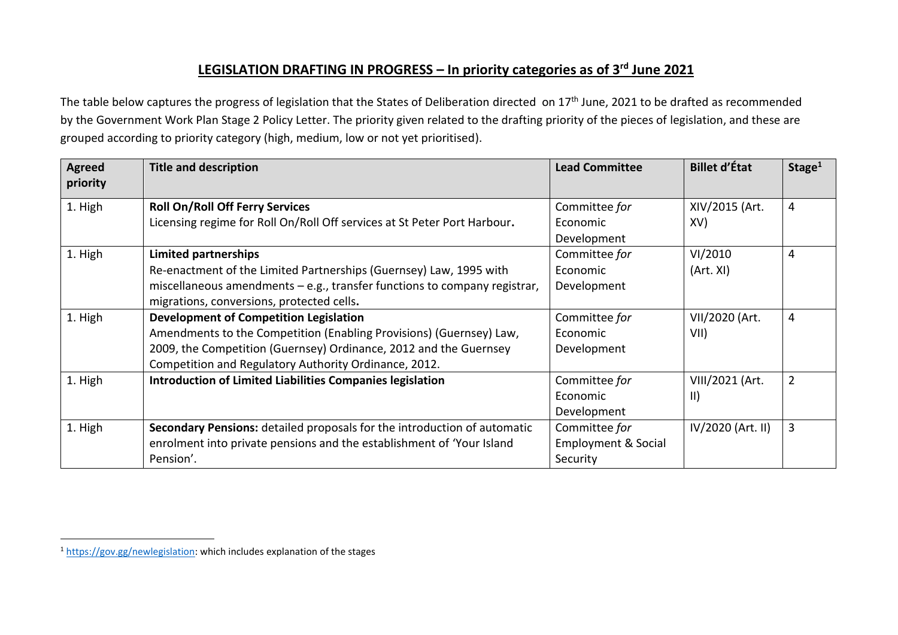## LEGISLATION DRAFTING IN PROGRESS – In priority categories as of 3rd June 2021

The table below captures the progress of legislation that the States of Deliberation directed on 17th June, 2021 to be drafted as recommended by the Government Work Plan Stage 2 Policy Letter. The priority given related to the drafting priority of the pieces of legislation, and these are grouped according to priority category (high, medium, low or not yet prioritised).

| Agreed priority | Title and description | Lead Committee | Billet d'État | Stage[1] |
|---|---|---|---|---|
| 1. High | **Roll On/Roll Off Ferry Services** Licensing regime for Roll On/Roll Off services at St Peter Port Harbour. | Committee *for* Economic Development | XIV/2015 (Art. XV) | 4 |
| 1. High | **Limited partnerships** Re-enactment of the Limited Partnerships (Guernsey) Law, 1995 with miscellaneous amendments – e.g., transfer functions to company registrar, migrations, conversions, protected cells. | Committee *for* Economic Development | VI/2010 (Art. XI) | 4 |
| 1. High | **Development of Competition Legislation** Amendments to the Competition (Enabling Provisions) (Guernsey) Law, 2009, the Competition (Guernsey) Ordinance, 2012 and the Guernsey Competition and Regulatory Authority Ordinance, 2012. | Committee *for* Economic Development | VII/2020 (Art. VII) | 4 |
| 1. High | **Introduction of Limited Liabilities Companies legislation** | Committee *for* Economic Development | VIII/2021 (Art. II) | 2 |
| 1. High | **Secondary Pensions:** detailed proposals for the introduction of automatic enrolment into private pensions and the establishment of 'Your Island Pension'. | Committee *for* Employment & Social Security | IV/2020 (Art. II) | 3 |

[1] https://gov.gg/newlegislation: which includes explanation of the stages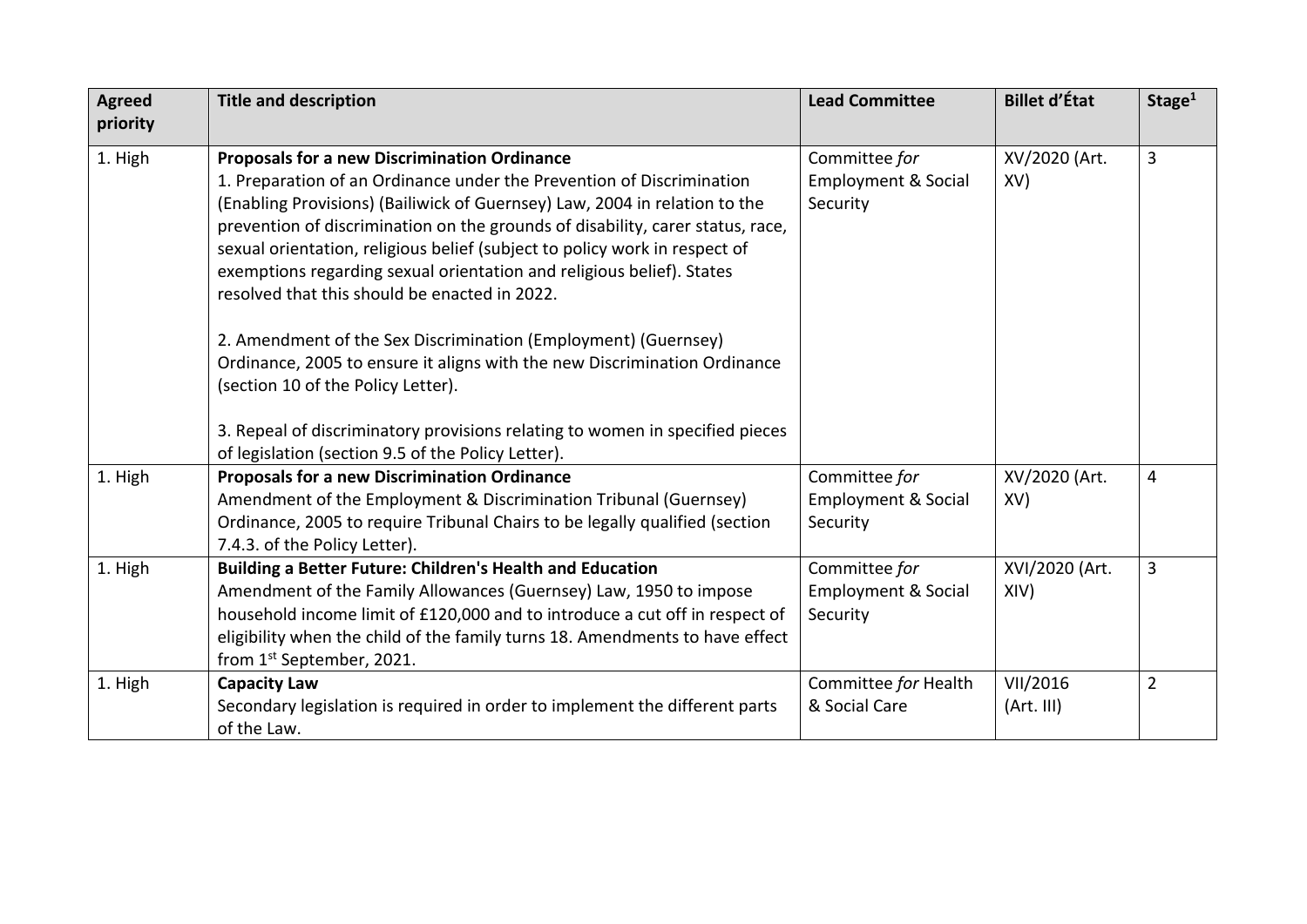| Agreed priority | Title and description | Lead Committee | Billet d'État | Stage[1] |
|---|---|---|---|---|
| 1. High | **Proposals for a new Discrimination Ordinance**<br>1. Preparation of an Ordinance under the Prevention of Discrimination (Enabling Provisions) (Bailiwick of Guernsey) Law, 2004 in relation to the prevention of discrimination on the grounds of disability, carer status, race, sexual orientation, religious belief (subject to policy work in respect of exemptions regarding sexual orientation and religious belief). States resolved that this should be enacted in 2022.<br><br>2. Amendment of the Sex Discrimination (Employment) (Guernsey) Ordinance, 2005 to ensure it aligns with the new Discrimination Ordinance (section 10 of the Policy Letter).<br><br>3. Repeal of discriminatory provisions relating to women in specified pieces of legislation (section 9.5 of the Policy Letter). | Committee *for* Employment & Social Security | XV/2020 (Art. XV) | 3 |
| 1. High | **Proposals for a new Discrimination Ordinance**<br>Amendment of the Employment & Discrimination Tribunal (Guernsey) Ordinance, 2005 to require Tribunal Chairs to be legally qualified (section 7.4.3. of the Policy Letter). | Committee *for* Employment & Social Security | XV/2020 (Art. XV) | 4 |
| 1. High | **Building a Better Future: Children's Health and Education**<br>Amendment of the Family Allowances (Guernsey) Law, 1950 to impose household income limit of £120,000 and to introduce a cut off in respect of eligibility when the child of the family turns 18. Amendments to have effect from 1st September, 2021. | Committee *for* Employment & Social Security | XVI/2020 (Art. XIV) | 3 |
| 1. High | **Capacity Law**<br>Secondary legislation is required in order to implement the different parts of the Law. | Committee *for* Health & Social Care | VII/2016 (Art. III) | 2 |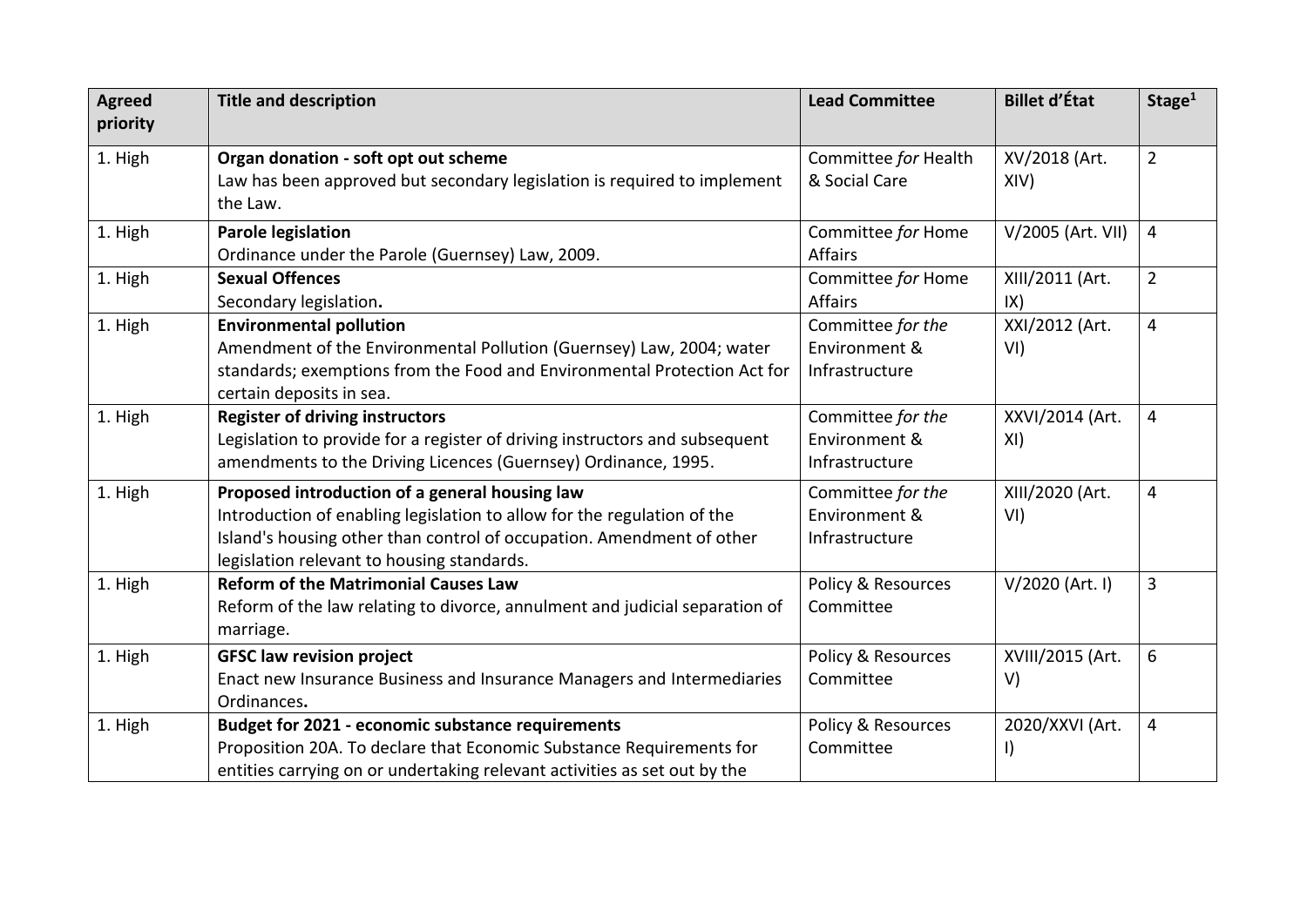| Agreed priority | Title and description | Lead Committee | Billet d'État | Stage[1] |
|---|---|---|---|---|
| 1. High | **Organ donation - soft opt out scheme**<br>Law has been approved but secondary legislation is required to implement the Law. | Committee *for* Health & Social Care | XV/2018 (Art. XIV) | 2 |
| 1. High | **Parole legislation**<br>Ordinance under the Parole (Guernsey) Law, 2009. | Committee *for* Home Affairs | V/2005 (Art. VII) | 4 |
| 1. High | **Sexual Offences**<br>Secondary legislation**.** | Committee *for* Home Affairs | XIII/2011 (Art. IX) | 2 |
| 1. High | **Environmental pollution**<br>Amendment of the Environmental Pollution (Guernsey) Law, 2004; water standards; exemptions from the Food and Environmental Protection Act for certain deposits in sea. | Committee *for the* Environment & Infrastructure | XXI/2012 (Art. VI) | 4 |
| 1. High | **Register of driving instructors**<br>Legislation to provide for a register of driving instructors and subsequent amendments to the Driving Licences (Guernsey) Ordinance, 1995. | Committee *for the* Environment & Infrastructure | XXVI/2014 (Art. XI) | 4 |
| 1. High | **Proposed introduction of a general housing law**<br>Introduction of enabling legislation to allow for the regulation of the Island's housing other than control of occupation. Amendment of other legislation relevant to housing standards. | Committee *for the* Environment & Infrastructure | XIII/2020 (Art. VI) | 4 |
| 1. High | **Reform of the Matrimonial Causes Law**<br>Reform of the law relating to divorce, annulment and judicial separation of marriage. | Policy & Resources Committee | V/2020 (Art. I) | 3 |
| 1. High | **GFSC law revision project**<br>Enact new Insurance Business and Insurance Managers and Intermediaries Ordinances**.** | Policy & Resources Committee | XVIII/2015 (Art. V) | 6 |
| 1. High | **Budget for 2021 - economic substance requirements**<br>Proposition 20A. To declare that Economic Substance Requirements for entities carrying on or undertaking relevant activities as set out by the | Policy & Resources Committee | 2020/XXVI (Art. I) | 4 |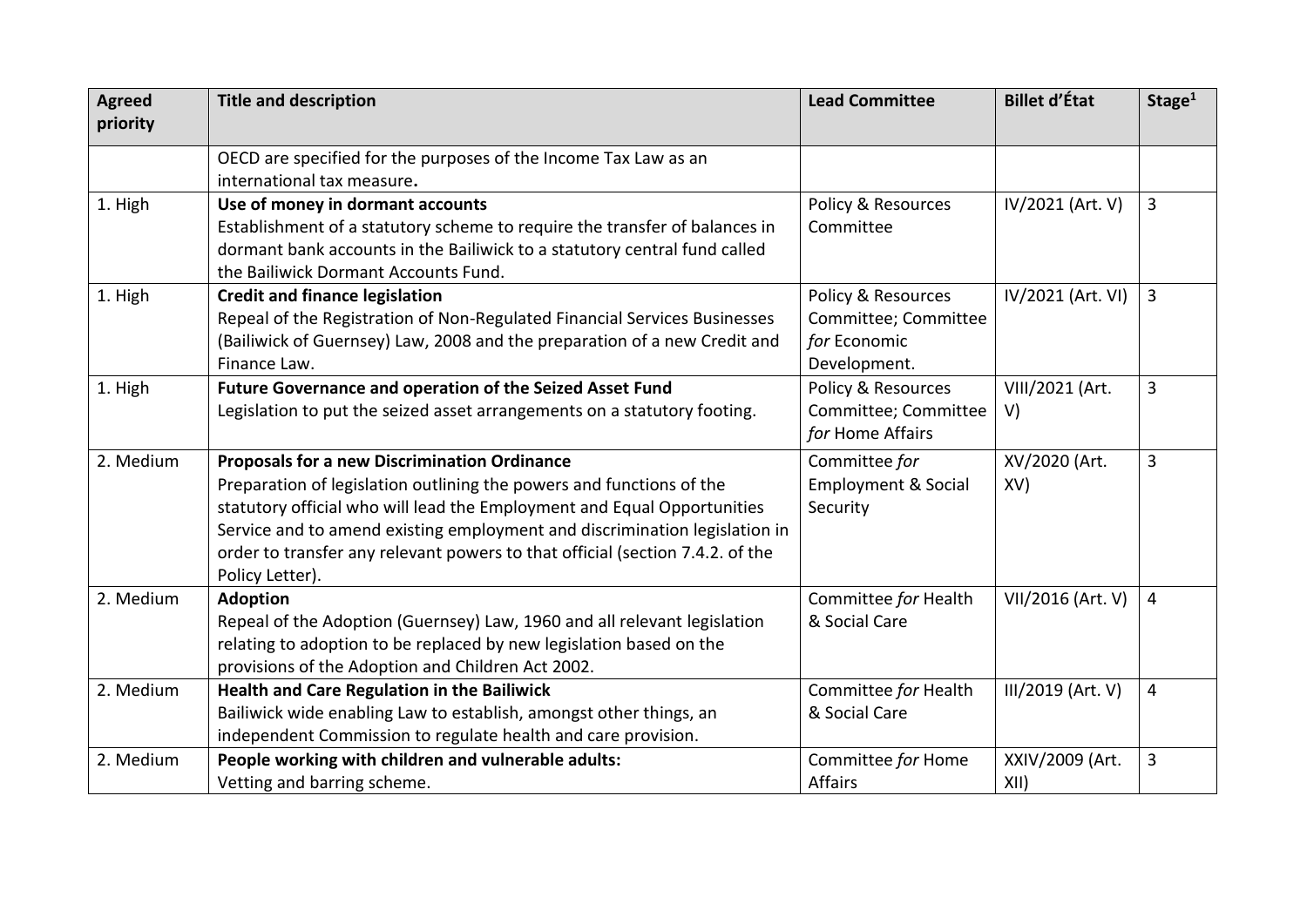| Agreed priority | Title and description | Lead Committee | Billet d'État | Stage[1] |
|---|---|---|---|---|
| | OECD are specified for the purposes of the Income Tax Law as an international tax measure**.** | | | |
| 1. High | **Use of money in dormant accounts**<br>Establishment of a statutory scheme to require the transfer of balances in dormant bank accounts in the Bailiwick to a statutory central fund called the Bailiwick Dormant Accounts Fund. | Policy & Resources Committee | IV/2021 (Art. V) | 3 |
| 1. High | **Credit and finance legislation**<br>Repeal of the Registration of Non-Regulated Financial Services Businesses (Bailiwick of Guernsey) Law, 2008 and the preparation of a new Credit and Finance Law. | Policy & Resources Committee; Committee *for* Economic Development. | IV/2021 (Art. VI) | 3 |
| 1. High | **Future Governance and operation of the Seized Asset Fund**<br>Legislation to put the seized asset arrangements on a statutory footing. | Policy & Resources Committee; Committee *for* Home Affairs | VIII/2021 (Art. V) | 3 |
| 2. Medium | **Proposals for a new Discrimination Ordinance**<br>Preparation of legislation outlining the powers and functions of the statutory official who will lead the Employment and Equal Opportunities Service and to amend existing employment and discrimination legislation in order to transfer any relevant powers to that official (section 7.4.2. of the Policy Letter). | Committee *for* Employment & Social Security | XV/2020 (Art. XV) | 3 |
| 2. Medium | **Adoption**<br>Repeal of the Adoption (Guernsey) Law, 1960 and all relevant legislation relating to adoption to be replaced by new legislation based on the provisions of the Adoption and Children Act 2002. | Committee *for* Health & Social Care | VII/2016 (Art. V) | 4 |
| 2. Medium | **Health and Care Regulation in the Bailiwick**<br>Bailiwick wide enabling Law to establish, amongst other things, an independent Commission to regulate health and care provision. | Committee *for* Health & Social Care | III/2019 (Art. V) | 4 |
| 2. Medium | **People working with children and vulnerable adults:**<br>Vetting and barring scheme. | Committee *for* Home Affairs | XXIV/2009 (Art. XII) | 3 |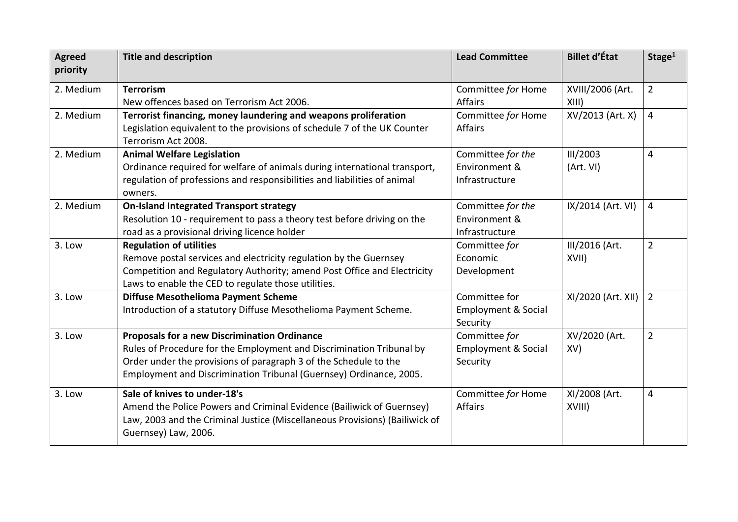| Agreed priority | Title and description | Lead Committee | Billet d'État | Stage[1] |
|---|---|---|---|---|
| 2. Medium | **Terrorism**<br>New offences based on Terrorism Act 2006. | Committee *for* Home Affairs | XVIII/2006 (Art. XIII) | 2 |
| 2. Medium | **Terrorist financing, money laundering and weapons proliferation**<br>Legislation equivalent to the provisions of schedule 7 of the UK Counter Terrorism Act 2008. | Committee *for* Home Affairs | XV/2013 (Art. X) | 4 |
| 2. Medium | **Animal Welfare Legislation**<br>Ordinance required for welfare of animals during international transport, regulation of professions and responsibilities and liabilities of animal owners. | Committee *for the* Environment & Infrastructure | III/2003 (Art. VI) | 4 |
| 2. Medium | **On-Island Integrated Transport strategy**<br>Resolution 10 - requirement to pass a theory test before driving on the road as a provisional driving licence holder | Committee *for the* Environment & Infrastructure | IX/2014 (Art. VI) | 4 |
| 3. Low | **Regulation of utilities**<br>Remove postal services and electricity regulation by the Guernsey Competition and Regulatory Authority; amend Post Office and Electricity Laws to enable the CED to regulate those utilities. | Committee *for* Economic Development | III/2016 (Art. XVII) | 2 |
| 3. Low | **Diffuse Mesothelioma Payment Scheme**<br>Introduction of a statutory Diffuse Mesothelioma Payment Scheme. | Committee for Employment & Social Security | XI/2020 (Art. XII) | 2 |
| 3. Low | **Proposals for a new Discrimination Ordinance**<br>Rules of Procedure for the Employment and Discrimination Tribunal by Order under the provisions of paragraph 3 of the Schedule to the Employment and Discrimination Tribunal (Guernsey) Ordinance, 2005. | Committee *for* Employment & Social Security | XV/2020 (Art. XV) | 2 |
| 3. Low | **Sale of knives to under-18's**<br>Amend the Police Powers and Criminal Evidence (Bailiwick of Guernsey) Law, 2003 and the Criminal Justice (Miscellaneous Provisions) (Bailiwick of Guernsey) Law, 2006. | Committee *for* Home Affairs | XI/2008 (Art. XVIII) | 4 |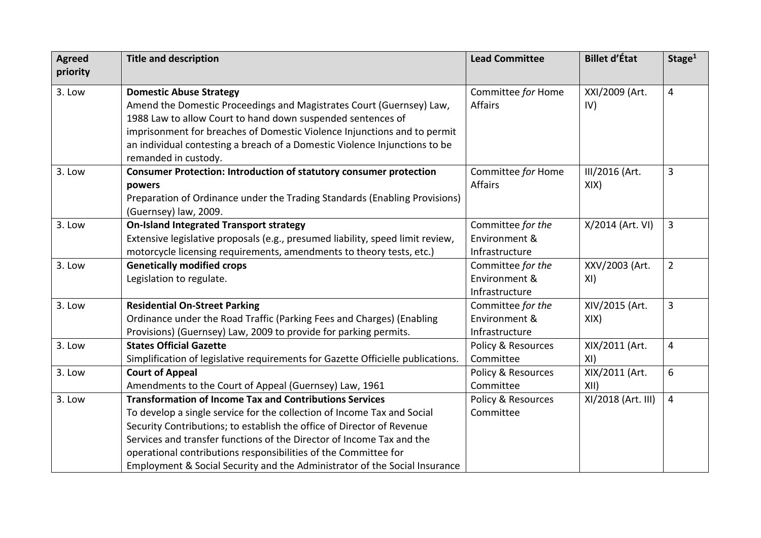| Agreed priority | Title and description | Lead Committee | Billet d'État | Stage[1] |
|---|---|---|---|---|
| 3. Low | **Domestic Abuse Strategy** Amend the Domestic Proceedings and Magistrates Court (Guernsey) Law, 1988 Law to allow Court to hand down suspended sentences of imprisonment for breaches of Domestic Violence Injunctions and to permit an individual contesting a breach of a Domestic Violence Injunctions to be remanded in custody. | Committee *for* Home Affairs | XXI/2009 (Art. IV) | 4 |
| 3. Low | **Consumer Protection: Introduction of statutory consumer protection powers** Preparation of Ordinance under the Trading Standards (Enabling Provisions) (Guernsey) law, 2009. | Committee *for* Home Affairs | III/2016 (Art. XIX) | 3 |
| 3. Low | **On-Island Integrated Transport strategy** Extensive legislative proposals (e.g., presumed liability, speed limit review, motorcycle licensing requirements, amendments to theory tests, etc.) | Committee *for the* Environment & Infrastructure | X/2014 (Art. VI) | 3 |
| 3. Low | **Genetically modified crops** Legislation to regulate. | Committee *for the* Environment & Infrastructure | XXV/2003 (Art. XI) | 2 |
| 3. Low | **Residential On-Street Parking** Ordinance under the Road Traffic (Parking Fees and Charges) (Enabling Provisions) (Guernsey) Law, 2009 to provide for parking permits. | Committee *for the* Environment & Infrastructure | XIV/2015 (Art. XIX) | 3 |
| 3. Low | **States Official Gazette** Simplification of legislative requirements for Gazette Officielle publications. | Policy & Resources Committee | XIX/2011 (Art. XI) | 4 |
| 3. Low | **Court of Appeal** Amendments to the Court of Appeal (Guernsey) Law, 1961 | Policy & Resources Committee | XIX/2011 (Art. XII) | 6 |
| 3. Low | **Transformation of Income Tax and Contributions Services** To develop a single service for the collection of Income Tax and Social Security Contributions; to establish the office of Director of Revenue Services and transfer functions of the Director of Income Tax and the operational contributions responsibilities of the Committee for Employment & Social Security and the Administrator of the Social Insurance | Policy & Resources Committee | XI/2018 (Art. III) | 4 |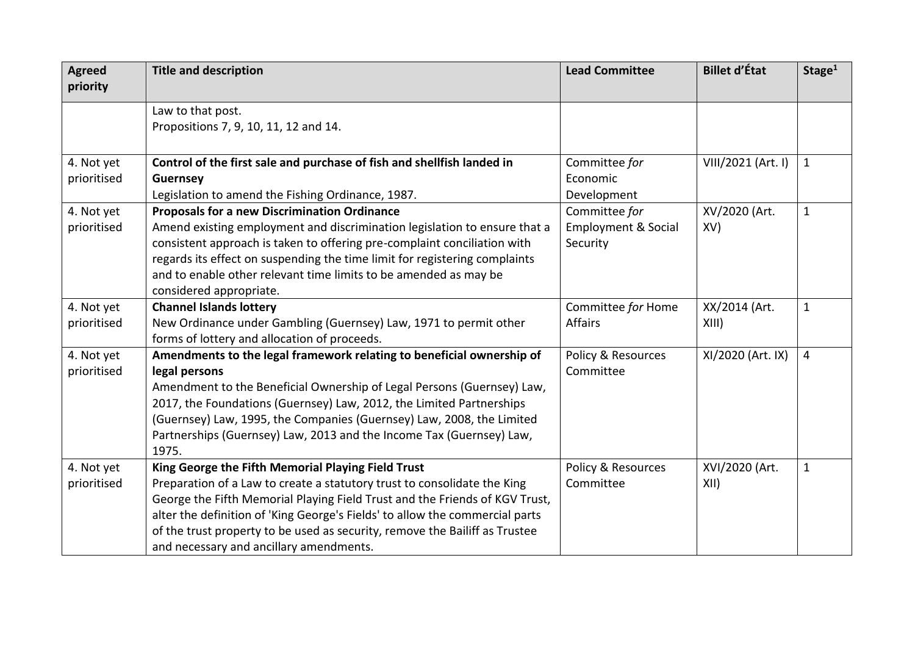| Agreed priority | Title and description | Lead Committee | Billet d'État | Stage[1] |
|---|---|---|---|---|
| | Law to that post.<br>Propositions 7, 9, 10, 11, 12 and 14. | | | |
| 4. Not yet prioritised | **Control of the first sale and purchase of fish and shellfish landed in Guernsey**<br>Legislation to amend the Fishing Ordinance, 1987. | Committee *for* Economic Development | VIII/2021 (Art. I) | 1 |
| 4. Not yet prioritised | **Proposals for a new Discrimination Ordinance**<br>Amend existing employment and discrimination legislation to ensure that a consistent approach is taken to offering pre-complaint conciliation with regards its effect on suspending the time limit for registering complaints and to enable other relevant time limits to be amended as may be considered appropriate. | Committee *for* Employment & Social Security | XV/2020 (Art. XV) | 1 |
| 4. Not yet prioritised | **Channel Islands lottery**<br>New Ordinance under Gambling (Guernsey) Law, 1971 to permit other forms of lottery and allocation of proceeds. | Committee *for* Home Affairs | XX/2014 (Art. XIII) | 1 |
| 4. Not yet prioritised | **Amendments to the legal framework relating to beneficial ownership of legal persons**<br>Amendment to the Beneficial Ownership of Legal Persons (Guernsey) Law, 2017, the Foundations (Guernsey) Law, 2012, the Limited Partnerships (Guernsey) Law, 1995, the Companies (Guernsey) Law, 2008, the Limited Partnerships (Guernsey) Law, 2013 and the Income Tax (Guernsey) Law, 1975. | Policy & Resources Committee | XI/2020 (Art. IX) | 4 |
| 4. Not yet prioritised | **King George the Fifth Memorial Playing Field Trust**<br>Preparation of a Law to create a statutory trust to consolidate the King George the Fifth Memorial Playing Field Trust and the Friends of KGV Trust, alter the definition of 'King George's Fields' to allow the commercial parts of the trust property to be used as security, remove the Bailiff as Trustee and necessary and ancillary amendments. | Policy & Resources Committee | XVI/2020 (Art. XII) | 1 |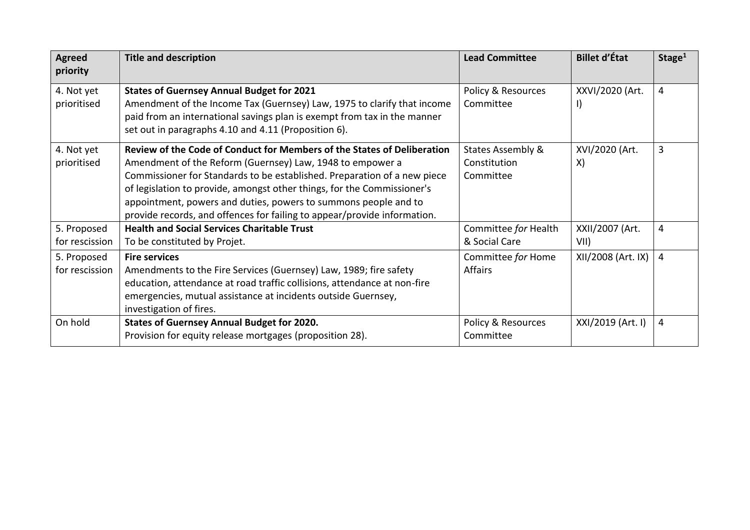| Agreed priority | Title and description | Lead Committee | Billet d'État | Stage[1] |
|---|---|---|---|---|
| 4. Not yet prioritised | **States of Guernsey Annual Budget for 2021** Amendment of the Income Tax (Guernsey) Law, 1975 to clarify that income paid from an international savings plan is exempt from tax in the manner set out in paragraphs 4.10 and 4.11 (Proposition 6). | Policy & Resources Committee | XXVI/2020 (Art. I) | 4 |
| 4. Not yet prioritised | **Review of the Code of Conduct for Members of the States of Deliberation** Amendment of the Reform (Guernsey) Law, 1948 to empower a Commissioner for Standards to be established. Preparation of a new piece of legislation to provide, amongst other things, for the Commissioner's appointment, powers and duties, powers to summons people and to provide records, and offences for failing to appear/provide information. | States Assembly & Constitution Committee | XVI/2020 (Art. X) | 3 |
| 5. Proposed for rescission | **Health and Social Services Charitable Trust** To be constituted by Projet. | Committee *for* Health & Social Care | XXII/2007 (Art. VII) | 4 |
| 5. Proposed for rescission | **Fire services** Amendments to the Fire Services (Guernsey) Law, 1989; fire safety education, attendance at road traffic collisions, attendance at non-fire emergencies, mutual assistance at incidents outside Guernsey, investigation of fires. | Committee *for* Home Affairs | XII/2008 (Art. IX) | 4 |
| On hold | **States of Guernsey Annual Budget for 2020.** Provision for equity release mortgages (proposition 28). | Policy & Resources Committee | XXI/2019 (Art. I) | 4 |